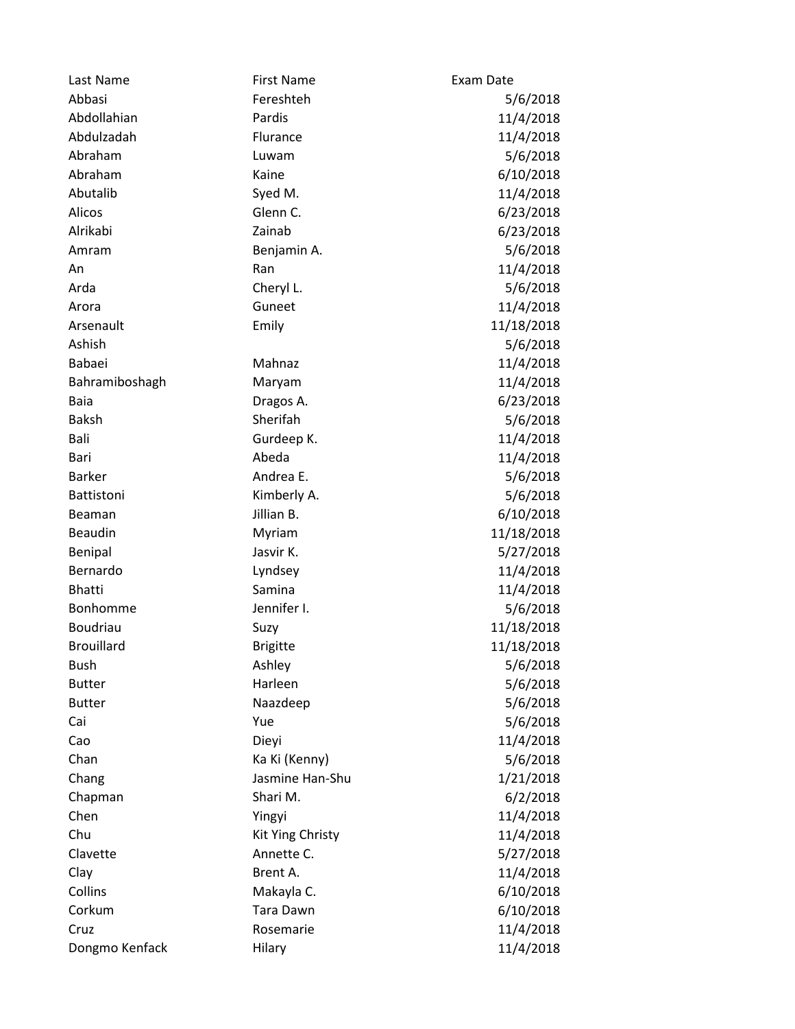| Last Name | First Name | Exam Date |
| --- | --- | --- |
| Abbasi | Fereshteh | 5/6/2018 |
| Abdollahian | Pardis | 11/4/2018 |
| Abdulzadah | Flurance | 11/4/2018 |
| Abraham | Luwam | 5/6/2018 |
| Abraham | Kaine | 6/10/2018 |
| Abutalib | Syed M. | 11/4/2018 |
| Alicos | Glenn C. | 6/23/2018 |
| Alrikabi | Zainab | 6/23/2018 |
| Amram | Benjamin A. | 5/6/2018 |
| An | Ran | 11/4/2018 |
| Arda | Cheryl L. | 5/6/2018 |
| Arora | Guneet | 11/4/2018 |
| Arsenault | Emily | 11/18/2018 |
| Ashish | | 5/6/2018 |
| Babaei | Mahnaz | 11/4/2018 |
| Bahramiboshagh | Maryam | 11/4/2018 |
| Baia | Dragos A. | 6/23/2018 |
| Baksh | Sherifah | 5/6/2018 |
| Bali | Gurdeep K. | 11/4/2018 |
| Bari | Abeda | 11/4/2018 |
| Barker | Andrea E. | 5/6/2018 |
| Battistoni | Kimberly A. | 5/6/2018 |
| Beaman | Jillian B. | 6/10/2018 |
| Beaudin | Myriam | 11/18/2018 |
| Benipal | Jasvir K. | 5/27/2018 |
| Bernardo | Lyndsey | 11/4/2018 |
| Bhatti | Samina | 11/4/2018 |
| Bonhomme | Jennifer I. | 5/6/2018 |
| Boudriau | Suzy | 11/18/2018 |
| Brouillard | Brigitte | 11/18/2018 |
| Bush | Ashley | 5/6/2018 |
| Butter | Harleen | 5/6/2018 |
| Butter | Naazdeep | 5/6/2018 |
| Cai | Yue | 5/6/2018 |
| Cao | Dieyi | 11/4/2018 |
| Chan | Ka Ki (Kenny) | 5/6/2018 |
| Chang | Jasmine Han-Shu | 1/21/2018 |
| Chapman | Shari M. | 6/2/2018 |
| Chen | Yingyi | 11/4/2018 |
| Chu | Kit Ying Christy | 11/4/2018 |
| Clavette | Annette C. | 5/27/2018 |
| Clay | Brent A. | 11/4/2018 |
| Collins | Makayla C. | 6/10/2018 |
| Corkum | Tara Dawn | 6/10/2018 |
| Cruz | Rosemarie | 11/4/2018 |
| Dongmo Kenfack | Hilary | 11/4/2018 |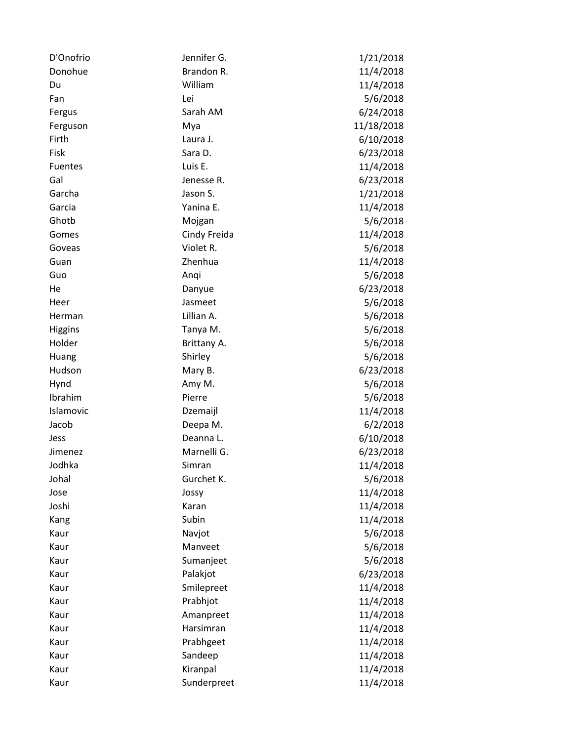| | | |
|---|---|---|
| D'Onofrio | Jennifer G. | 1/21/2018 |
| Donohue | Brandon R. | 11/4/2018 |
| Du | William | 11/4/2018 |
| Fan | Lei | 5/6/2018 |
| Fergus | Sarah AM | 6/24/2018 |
| Ferguson | Mya | 11/18/2018 |
| Firth | Laura J. | 6/10/2018 |
| Fisk | Sara D. | 6/23/2018 |
| Fuentes | Luis E. | 11/4/2018 |
| Gal | Jenesse R. | 6/23/2018 |
| Garcha | Jason S. | 1/21/2018 |
| Garcia | Yanina E. | 11/4/2018 |
| Ghotb | Mojgan | 5/6/2018 |
| Gomes | Cindy Freida | 11/4/2018 |
| Goveas | Violet R. | 5/6/2018 |
| Guan | Zhenhua | 11/4/2018 |
| Guo | Anqi | 5/6/2018 |
| He | Danyue | 6/23/2018 |
| Heer | Jasmeet | 5/6/2018 |
| Herman | Lillian A. | 5/6/2018 |
| Higgins | Tanya M. | 5/6/2018 |
| Holder | Brittany A. | 5/6/2018 |
| Huang | Shirley | 5/6/2018 |
| Hudson | Mary B. | 6/23/2018 |
| Hynd | Amy M. | 5/6/2018 |
| Ibrahim | Pierre | 5/6/2018 |
| Islamovic | Dzemaijl | 11/4/2018 |
| Jacob | Deepa M. | 6/2/2018 |
| Jess | Deanna L. | 6/10/2018 |
| Jimenez | Marnelli G. | 6/23/2018 |
| Jodhka | Simran | 11/4/2018 |
| Johal | Gurchet K. | 5/6/2018 |
| Jose | Jossy | 11/4/2018 |
| Joshi | Karan | 11/4/2018 |
| Kang | Subin | 11/4/2018 |
| Kaur | Navjot | 5/6/2018 |
| Kaur | Manveet | 5/6/2018 |
| Kaur | Sumanjeet | 5/6/2018 |
| Kaur | Palakjot | 6/23/2018 |
| Kaur | Smilepreet | 11/4/2018 |
| Kaur | Prabhjot | 11/4/2018 |
| Kaur | Amanpreet | 11/4/2018 |
| Kaur | Harsimran | 11/4/2018 |
| Kaur | Prabhgeet | 11/4/2018 |
| Kaur | Sandeep | 11/4/2018 |
| Kaur | Kiranpal | 11/4/2018 |
| Kaur | Sunderpreet | 11/4/2018 |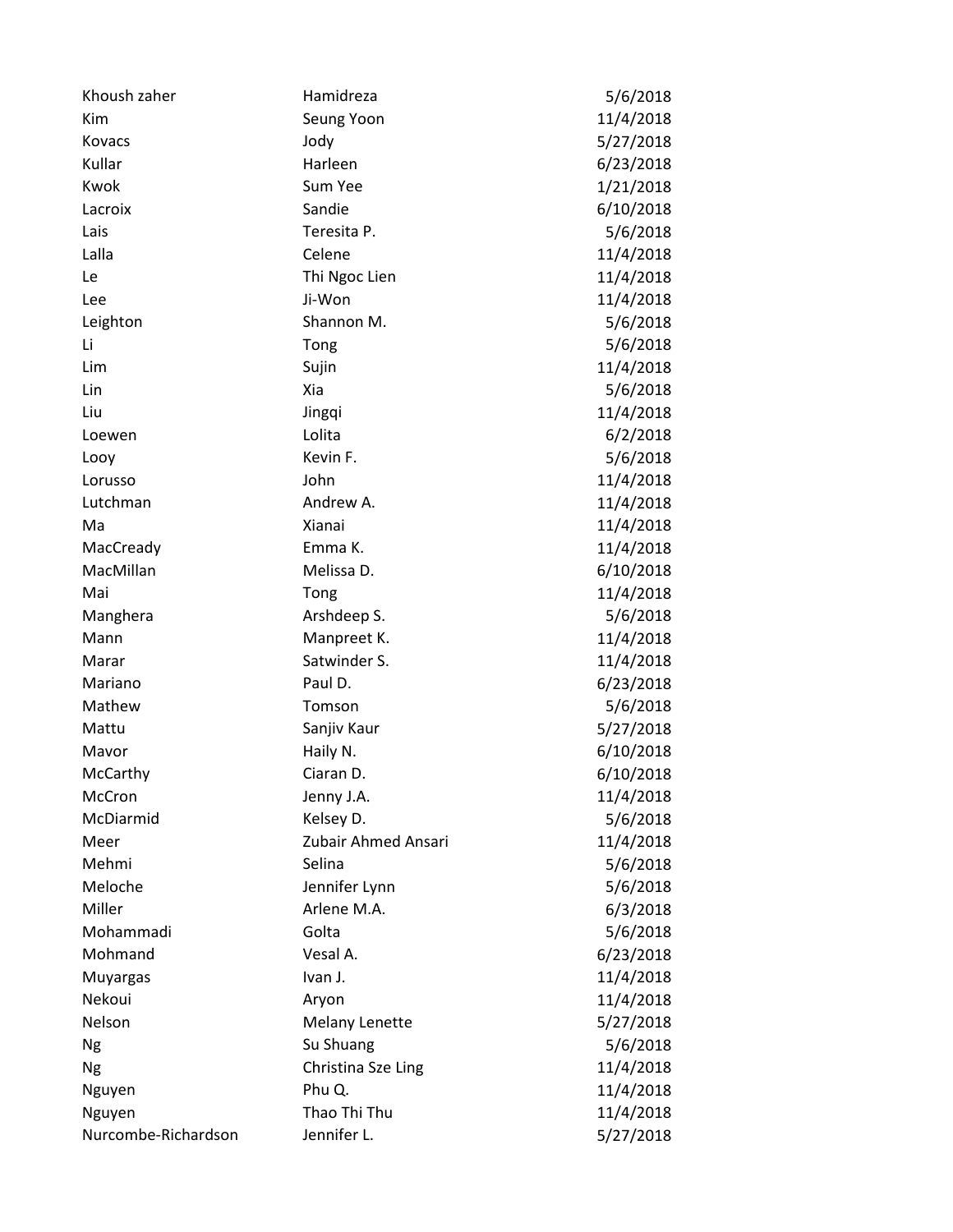| | | |
|---|---|---|
| Khoush zaher | Hamidreza | 5/6/2018 |
| Kim | Seung Yoon | 11/4/2018 |
| Kovacs | Jody | 5/27/2018 |
| Kullar | Harleen | 6/23/2018 |
| Kwok | Sum Yee | 1/21/2018 |
| Lacroix | Sandie | 6/10/2018 |
| Lais | Teresita P. | 5/6/2018 |
| Lalla | Celene | 11/4/2018 |
| Le | Thi Ngoc Lien | 11/4/2018 |
| Lee | Ji-Won | 11/4/2018 |
| Leighton | Shannon M. | 5/6/2018 |
| Li | Tong | 5/6/2018 |
| Lim | Sujin | 11/4/2018 |
| Lin | Xia | 5/6/2018 |
| Liu | Jingqi | 11/4/2018 |
| Loewen | Lolita | 6/2/2018 |
| Looy | Kevin F. | 5/6/2018 |
| Lorusso | John | 11/4/2018 |
| Lutchman | Andrew A. | 11/4/2018 |
| Ma | Xianai | 11/4/2018 |
| MacCready | Emma K. | 11/4/2018 |
| MacMillan | Melissa D. | 6/10/2018 |
| Mai | Tong | 11/4/2018 |
| Manghera | Arshdeep S. | 5/6/2018 |
| Mann | Manpreet K. | 11/4/2018 |
| Marar | Satwinder S. | 11/4/2018 |
| Mariano | Paul D. | 6/23/2018 |
| Mathew | Tomson | 5/6/2018 |
| Mattu | Sanjiv Kaur | 5/27/2018 |
| Mavor | Haily N. | 6/10/2018 |
| McCarthy | Ciaran D. | 6/10/2018 |
| McCron | Jenny J.A. | 11/4/2018 |
| McDiarmid | Kelsey D. | 5/6/2018 |
| Meer | Zubair Ahmed Ansari | 11/4/2018 |
| Mehmi | Selina | 5/6/2018 |
| Meloche | Jennifer Lynn | 5/6/2018 |
| Miller | Arlene M.A. | 6/3/2018 |
| Mohammadi | Golta | 5/6/2018 |
| Mohmand | Vesal A. | 6/23/2018 |
| Muyargas | Ivan J. | 11/4/2018 |
| Nekoui | Aryon | 11/4/2018 |
| Nelson | Melany Lenette | 5/27/2018 |
| Ng | Su Shuang | 5/6/2018 |
| Ng | Christina Sze Ling | 11/4/2018 |
| Nguyen | Phu Q. | 11/4/2018 |
| Nguyen | Thao Thi Thu | 11/4/2018 |
| Nurcombe-Richardson | Jennifer L. | 5/27/2018 |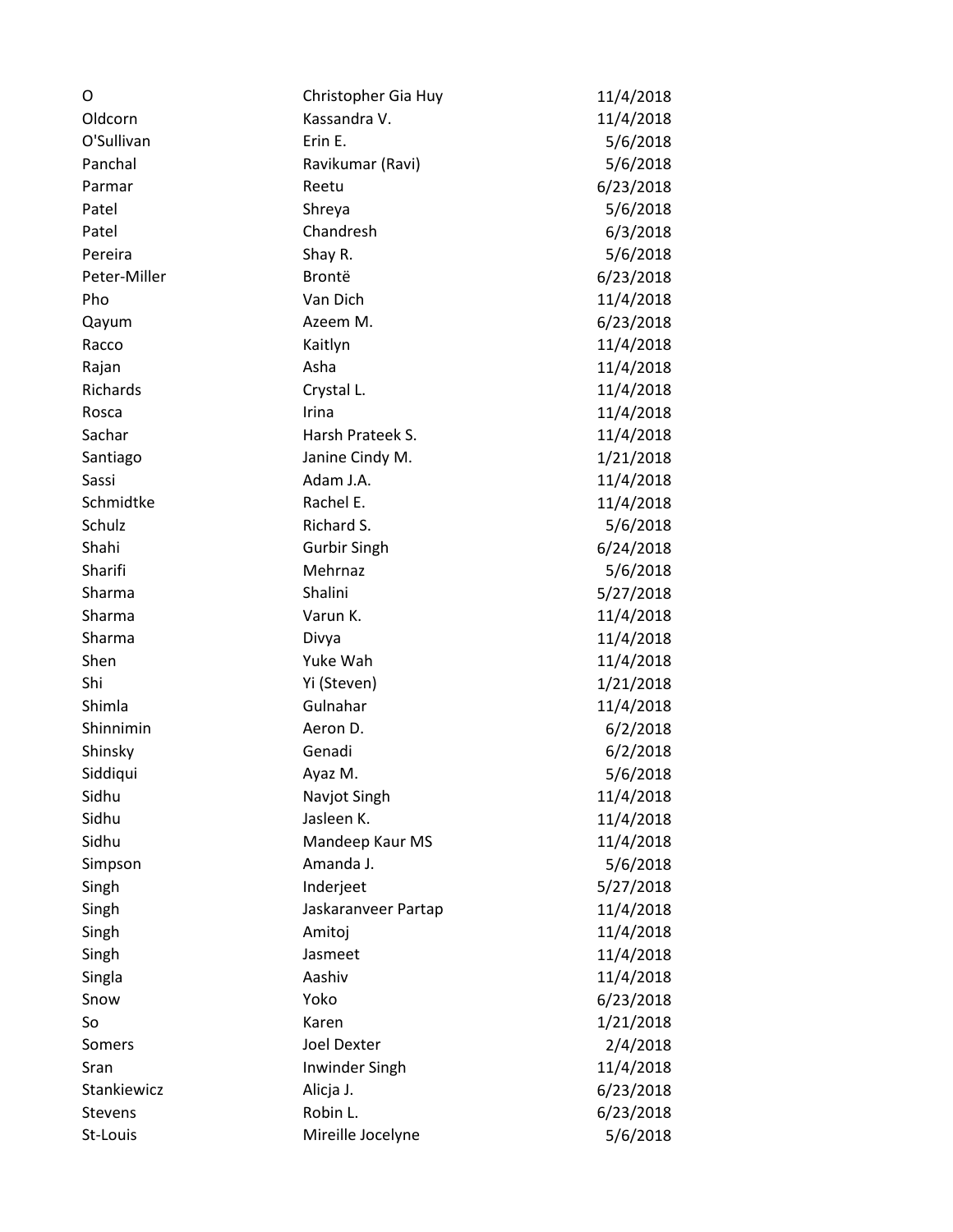| | | |
|---|---|---|
| O | Christopher Gia Huy | 11/4/2018 |
| Oldcorn | Kassandra V. | 11/4/2018 |
| O'Sullivan | Erin E. | 5/6/2018 |
| Panchal | Ravikumar (Ravi) | 5/6/2018 |
| Parmar | Reetu | 6/23/2018 |
| Patel | Shreya | 5/6/2018 |
| Patel | Chandresh | 6/3/2018 |
| Pereira | Shay R. | 5/6/2018 |
| Peter-Miller | Brontë | 6/23/2018 |
| Pho | Van Dich | 11/4/2018 |
| Qayum | Azeem M. | 6/23/2018 |
| Racco | Kaitlyn | 11/4/2018 |
| Rajan | Asha | 11/4/2018 |
| Richards | Crystal L. | 11/4/2018 |
| Rosca | Irina | 11/4/2018 |
| Sachar | Harsh Prateek S. | 11/4/2018 |
| Santiago | Janine Cindy M. | 1/21/2018 |
| Sassi | Adam J.A. | 11/4/2018 |
| Schmidtke | Rachel E. | 11/4/2018 |
| Schulz | Richard S. | 5/6/2018 |
| Shahi | Gurbir Singh | 6/24/2018 |
| Sharifi | Mehrnaz | 5/6/2018 |
| Sharma | Shalini | 5/27/2018 |
| Sharma | Varun K. | 11/4/2018 |
| Sharma | Divya | 11/4/2018 |
| Shen | Yuke Wah | 11/4/2018 |
| Shi | Yi (Steven) | 1/21/2018 |
| Shimla | Gulnahar | 11/4/2018 |
| Shinnimin | Aeron D. | 6/2/2018 |
| Shinsky | Genadi | 6/2/2018 |
| Siddiqui | Ayaz M. | 5/6/2018 |
| Sidhu | Navjot Singh | 11/4/2018 |
| Sidhu | Jasleen K. | 11/4/2018 |
| Sidhu | Mandeep Kaur MS | 11/4/2018 |
| Simpson | Amanda J. | 5/6/2018 |
| Singh | Inderjeet | 5/27/2018 |
| Singh | Jaskaranveer Partap | 11/4/2018 |
| Singh | Amitoj | 11/4/2018 |
| Singh | Jasmeet | 11/4/2018 |
| Singla | Aashiv | 11/4/2018 |
| Snow | Yoko | 6/23/2018 |
| So | Karen | 1/21/2018 |
| Somers | Joel Dexter | 2/4/2018 |
| Sran | Inwinder Singh | 11/4/2018 |
| Stankiewicz | Alicja J. | 6/23/2018 |
| Stevens | Robin L. | 6/23/2018 |
| St-Louis | Mireille Jocelyne | 5/6/2018 |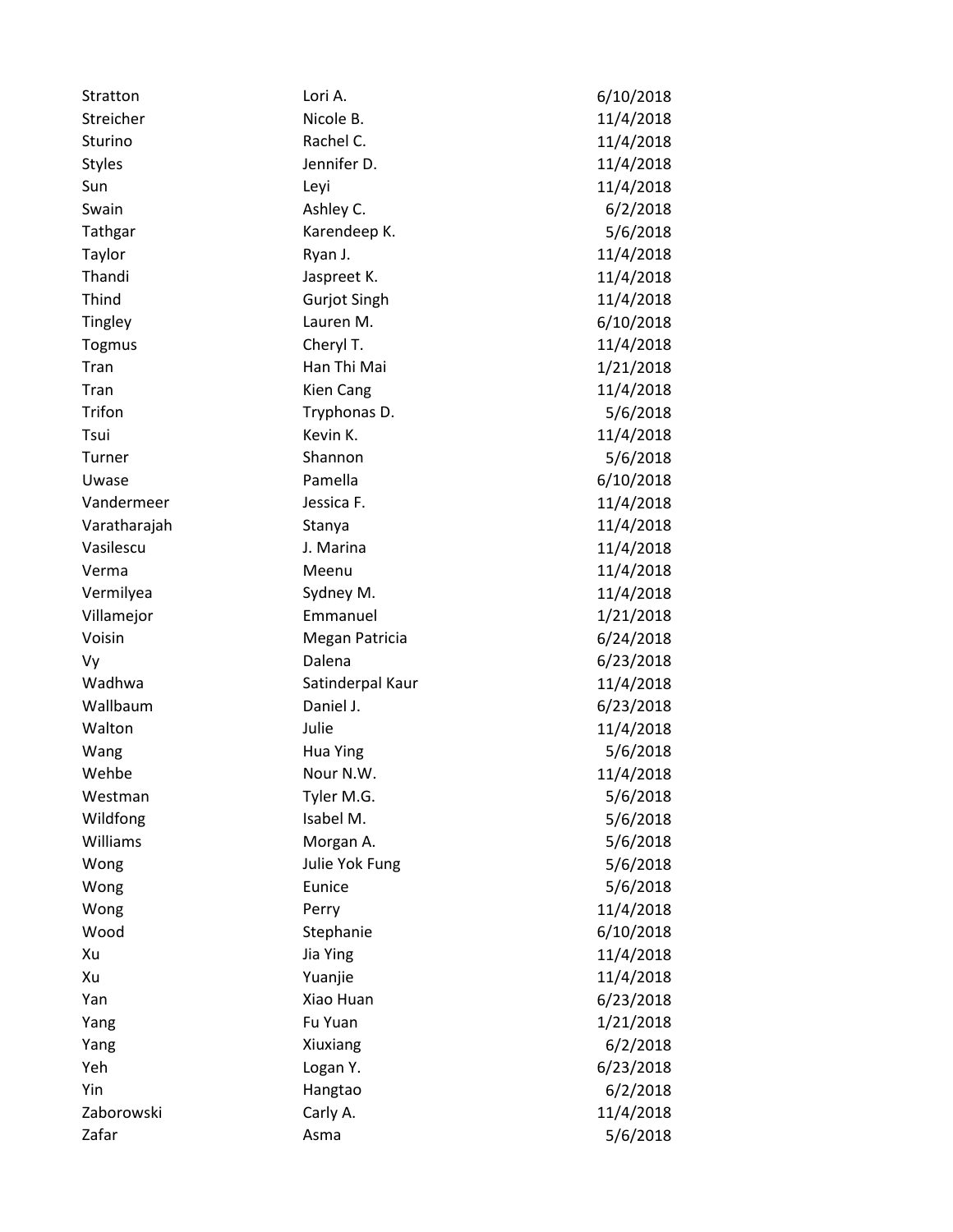| | | |
|---|---|---|
| Stratton | Lori A. | 6/10/2018 |
| Streicher | Nicole B. | 11/4/2018 |
| Sturino | Rachel C. | 11/4/2018 |
| Styles | Jennifer D. | 11/4/2018 |
| Sun | Leyi | 11/4/2018 |
| Swain | Ashley C. | 6/2/2018 |
| Tathgar | Karendeep K. | 5/6/2018 |
| Taylor | Ryan J. | 11/4/2018 |
| Thandi | Jaspreet K. | 11/4/2018 |
| Thind | Gurjot Singh | 11/4/2018 |
| Tingley | Lauren M. | 6/10/2018 |
| Togmus | Cheryl T. | 11/4/2018 |
| Tran | Han Thi Mai | 1/21/2018 |
| Tran | Kien Cang | 11/4/2018 |
| Trifon | Tryphonas D. | 5/6/2018 |
| Tsui | Kevin K. | 11/4/2018 |
| Turner | Shannon | 5/6/2018 |
| Uwase | Pamella | 6/10/2018 |
| Vandermeer | Jessica F. | 11/4/2018 |
| Varatharajah | Stanya | 11/4/2018 |
| Vasilescu | J. Marina | 11/4/2018 |
| Verma | Meenu | 11/4/2018 |
| Vermilyea | Sydney M. | 11/4/2018 |
| Villamejor | Emmanuel | 1/21/2018 |
| Voisin | Megan Patricia | 6/24/2018 |
| Vy | Dalena | 6/23/2018 |
| Wadhwa | Satinderpal Kaur | 11/4/2018 |
| Wallbaum | Daniel J. | 6/23/2018 |
| Walton | Julie | 11/4/2018 |
| Wang | Hua Ying | 5/6/2018 |
| Wehbe | Nour N.W. | 11/4/2018 |
| Westman | Tyler M.G. | 5/6/2018 |
| Wildfong | Isabel M. | 5/6/2018 |
| Williams | Morgan A. | 5/6/2018 |
| Wong | Julie Yok Fung | 5/6/2018 |
| Wong | Eunice | 5/6/2018 |
| Wong | Perry | 11/4/2018 |
| Wood | Stephanie | 6/10/2018 |
| Xu | Jia Ying | 11/4/2018 |
| Xu | Yuanjie | 11/4/2018 |
| Yan | Xiao Huan | 6/23/2018 |
| Yang | Fu Yuan | 1/21/2018 |
| Yang | Xiuxiang | 6/2/2018 |
| Yeh | Logan Y. | 6/23/2018 |
| Yin | Hangtao | 6/2/2018 |
| Zaborowski | Carly A. | 11/4/2018 |
| Zafar | Asma | 5/6/2018 |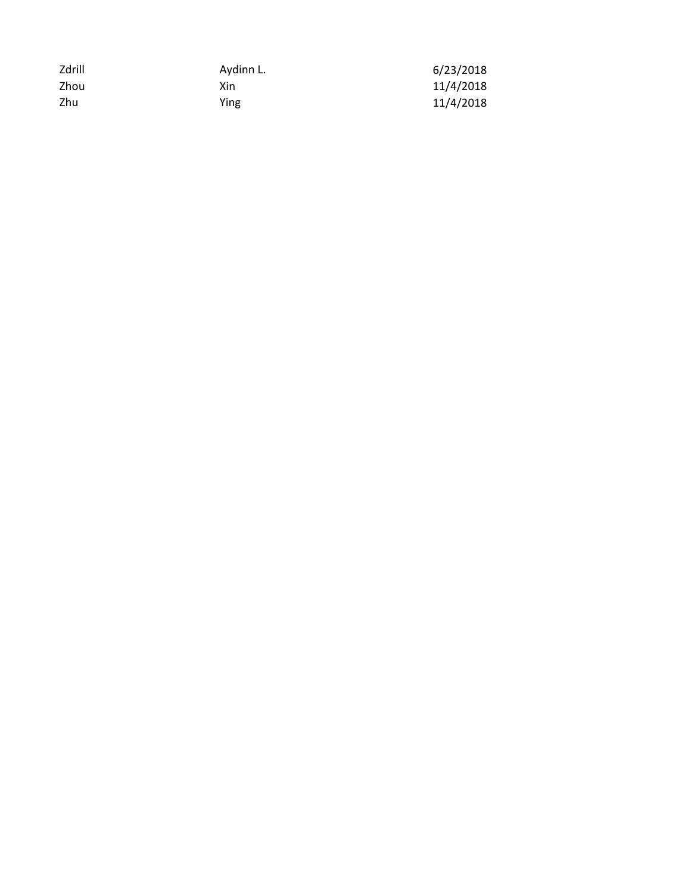| | | |
|---|---|---|
| Zdrill | Aydinn L. | 6/23/2018 |
| Zhou | Xin | 11/4/2018 |
| Zhu | Ying | 11/4/2018 |